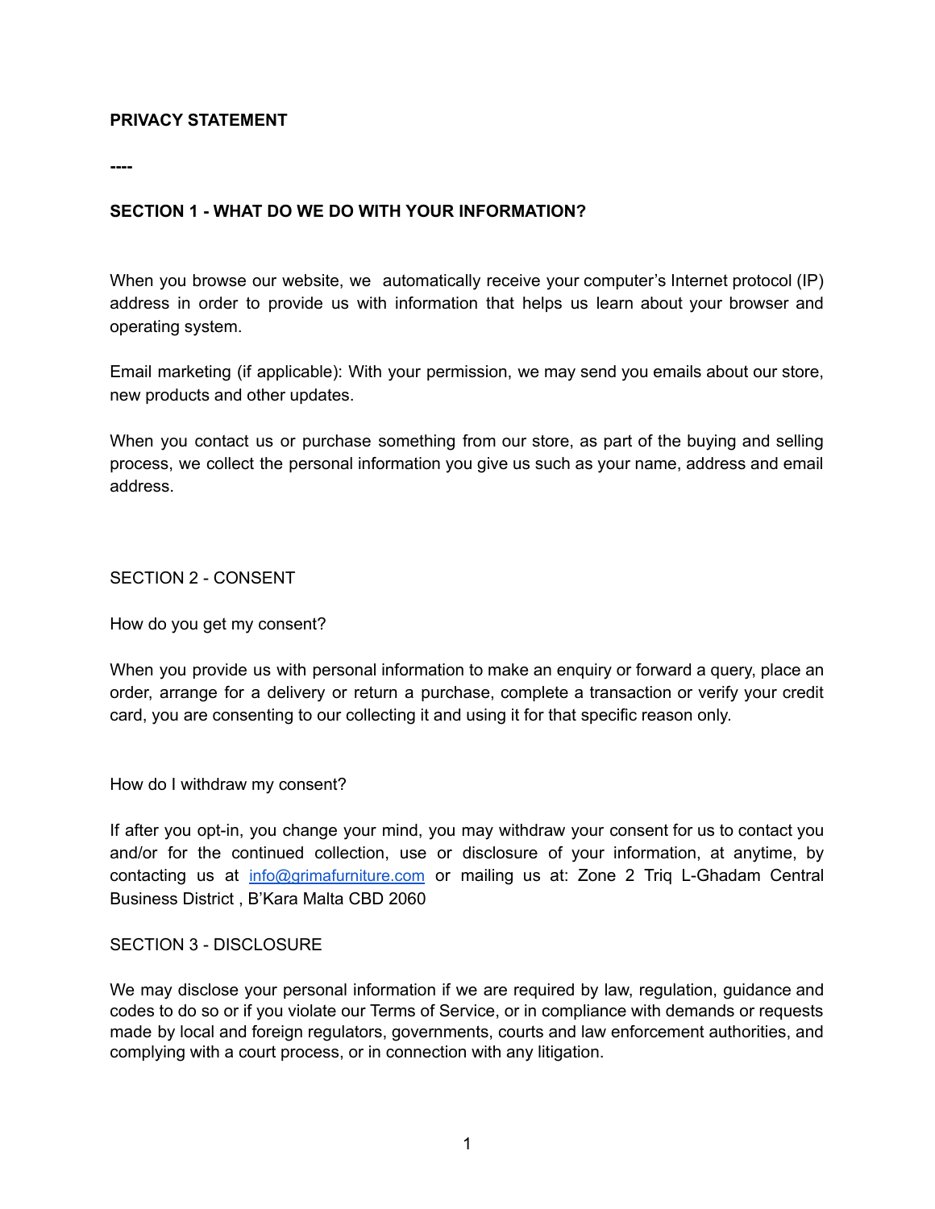**PRIVACY STATEMENT**

**----**

**SECTION 1 - WHAT DO WE DO WITH YOUR INFORMATION?**

When you browse our website, we automatically receive your computer's Internet protocol (IP) address in order to provide us with information that helps us learn about your browser and operating system.

Email marketing (if applicable): With your permission, we may send you emails about our store, new products and other updates.

When you contact us or purchase something from our store, as part of the buying and selling process, we collect the personal information you give us such as your name, address and email address.

SECTION 2 - CONSENT

How do you get my consent?

When you provide us with personal information to make an enquiry or forward a query, place an order, arrange for a delivery or return a purchase, complete a transaction or verify your credit card, you are consenting to our collecting it and using it for that specific reason only.

How do I withdraw my consent?

If after you opt-in, you change your mind, you may withdraw your consent for us to contact you and/or for the continued collection, use or disclosure of your information, at anytime, by contacting us at info@grimafurniture.com or mailing us at: Zone 2 Triq L-Ghadam Central Business District , B'Kara Malta CBD 2060

SECTION 3 - DISCLOSURE

We may disclose your personal information if we are required by law, regulation, guidance and codes to do so or if you violate our Terms of Service, or in compliance with demands or requests made by local and foreign regulators, governments, courts and law enforcement authorities, and complying with a court process, or in connection with any litigation.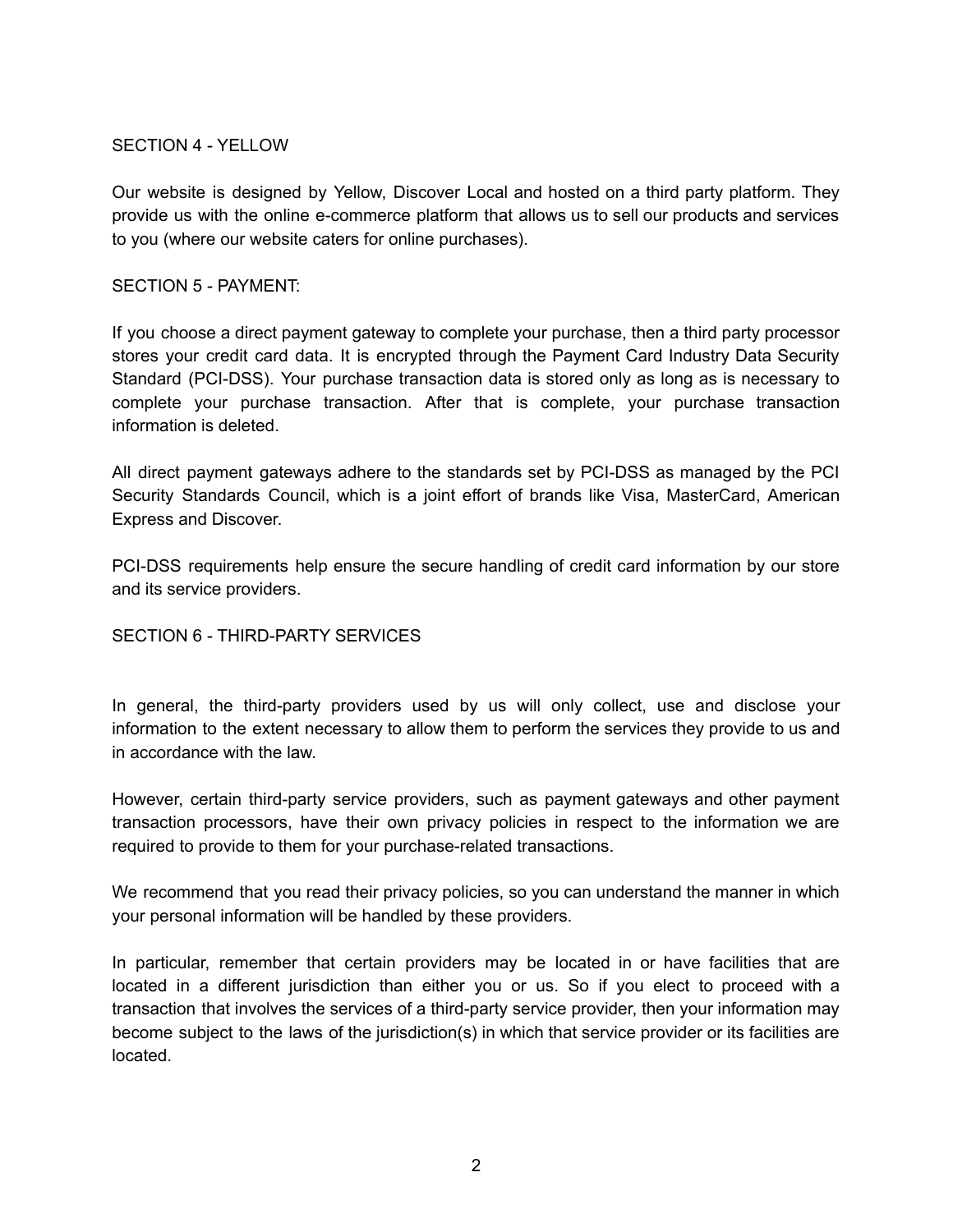## SECTION 4 - YELLOW

Our website is designed by Yellow, Discover Local and hosted on a third party platform. They provide us with the online e-commerce platform that allows us to sell our products and services to you (where our website caters for online purchases).

## SECTION 5 - PAYMENT:

If you choose a direct payment gateway to complete your purchase, then a third party processor stores your credit card data. It is encrypted through the Payment Card Industry Data Security Standard (PCI-DSS). Your purchase transaction data is stored only as long as is necessary to complete your purchase transaction. After that is complete, your purchase transaction information is deleted.

All direct payment gateways adhere to the standards set by PCI-DSS as managed by the PCI Security Standards Council, which is a joint effort of brands like Visa, MasterCard, American Express and Discover.

PCI-DSS requirements help ensure the secure handling of credit card information by our store and its service providers.

## SECTION 6 - THIRD-PARTY SERVICES

In general, the third-party providers used by us will only collect, use and disclose your information to the extent necessary to allow them to perform the services they provide to us and in accordance with the law.

However, certain third-party service providers, such as payment gateways and other payment transaction processors, have their own privacy policies in respect to the information we are required to provide to them for your purchase-related transactions.

We recommend that you read their privacy policies, so you can understand the manner in which your personal information will be handled by these providers.

In particular, remember that certain providers may be located in or have facilities that are located in a different jurisdiction than either you or us. So if you elect to proceed with a transaction that involves the services of a third-party service provider, then your information may become subject to the laws of the jurisdiction(s) in which that service provider or its facilities are located.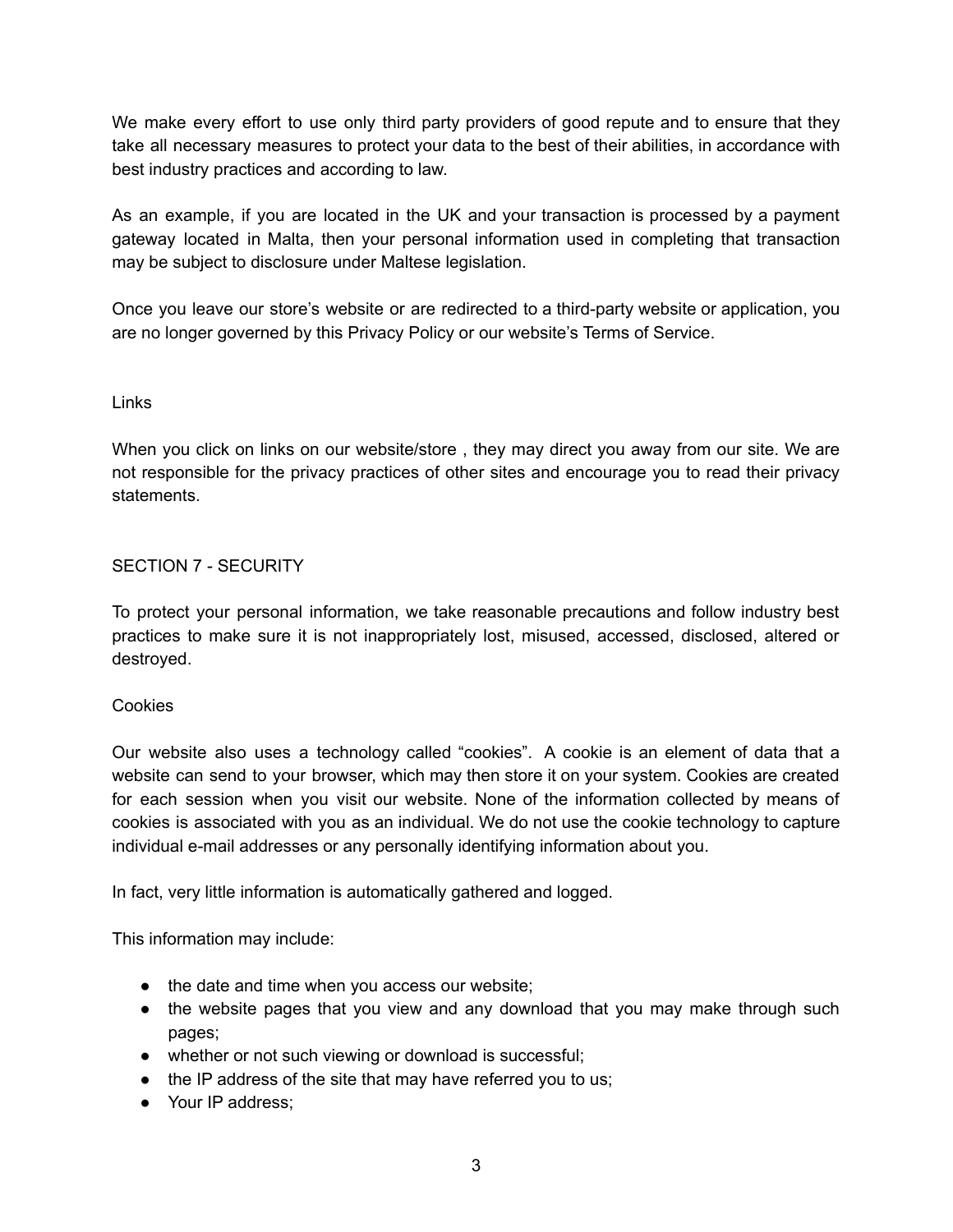We make every effort to use only third party providers of good repute and to ensure that they take all necessary measures to protect your data to the best of their abilities, in accordance with best industry practices and according to law.

As an example, if you are located in the UK and your transaction is processed by a payment gateway located in Malta, then your personal information used in completing that transaction may be subject to disclosure under Maltese legislation.

Once you leave our store's website or are redirected to a third-party website or application, you are no longer governed by this Privacy Policy or our website's Terms of Service.

### Links

When you click on links on our website/store , they may direct you away from our site. We are not responsible for the privacy practices of other sites and encourage you to read their privacy statements.

## SECTION 7 - SECURITY

To protect your personal information, we take reasonable precautions and follow industry best practices to make sure it is not inappropriately lost, misused, accessed, disclosed, altered or destroyed.

### Cookies

Our website also uses a technology called "cookies". A cookie is an element of data that a website can send to your browser, which may then store it on your system. Cookies are created for each session when you visit our website. None of the information collected by means of cookies is associated with you as an individual. We do not use the cookie technology to capture individual e-mail addresses or any personally identifying information about you.

In fact, very little information is automatically gathered and logged.

This information may include:

- the date and time when you access our website;
- the website pages that you view and any download that you may make through such pages;
- whether or not such viewing or download is successful;
- the IP address of the site that may have referred you to us;
- Your IP address;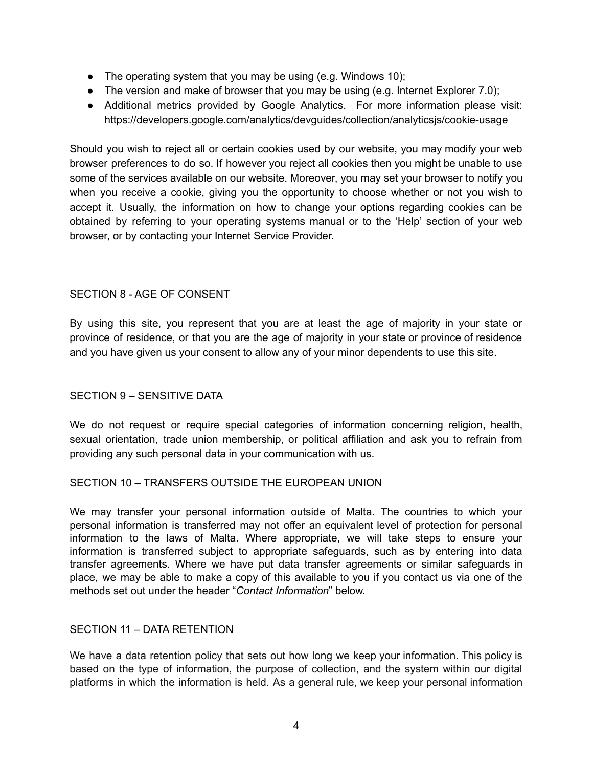- The operating system that you may be using (e.g. Windows 10);
- The version and make of browser that you may be using (e.g. Internet Explorer 7.0);
- Additional metrics provided by Google Analytics. For more information please visit: https://developers.google.com/analytics/devguides/collection/analyticsjs/cookie-usage

Should you wish to reject all or certain cookies used by our website, you may modify your web browser preferences to do so. If however you reject all cookies then you might be unable to use some of the services available on our website. Moreover, you may set your browser to notify you when you receive a cookie, giving you the opportunity to choose whether or not you wish to accept it. Usually, the information on how to change your options regarding cookies can be obtained by referring to your operating systems manual or to the 'Help' section of your web browser, or by contacting your Internet Service Provider.

## SECTION 8 - AGE OF CONSENT

By using this site, you represent that you are at least the age of majority in your state or province of residence, or that you are the age of majority in your state or province of residence and you have given us your consent to allow any of your minor dependents to use this site.

## SECTION 9 – SENSITIVE DATA

We do not request or require special categories of information concerning religion, health, sexual orientation, trade union membership, or political affiliation and ask you to refrain from providing any such personal data in your communication with us.

## SECTION 10 – TRANSFERS OUTSIDE THE EUROPEAN UNION

We may transfer your personal information outside of Malta. The countries to which your personal information is transferred may not offer an equivalent level of protection for personal information to the laws of Malta. Where appropriate, we will take steps to ensure your information is transferred subject to appropriate safeguards, such as by entering into data transfer agreements. Where we have put data transfer agreements or similar safeguards in place, we may be able to make a copy of this available to you if you contact us via one of the methods set out under the header "*Contact Information*" below.

## SECTION 11 – DATA RETENTION

We have a data retention policy that sets out how long we keep your information. This policy is based on the type of information, the purpose of collection, and the system within our digital platforms in which the information is held. As a general rule, we keep your personal information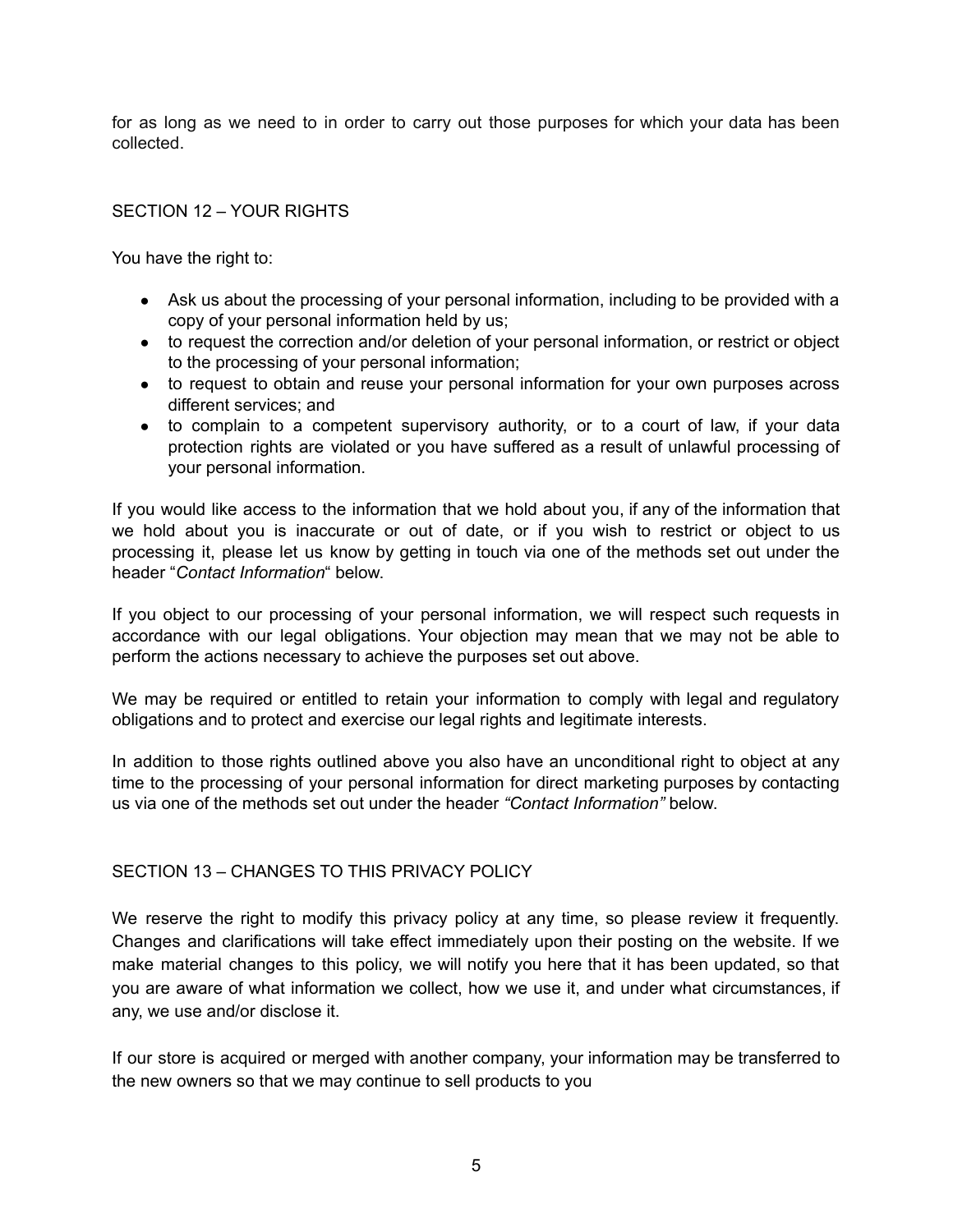for as long as we need to in order to carry out those purposes for which your data has been collected.

## SECTION 12 – YOUR RIGHTS

You have the right to:

- Ask us about the processing of your personal information, including to be provided with a copy of your personal information held by us;
- to request the correction and/or deletion of your personal information, or restrict or object to the processing of your personal information;
- to request to obtain and reuse your personal information for your own purposes across different services; and
- to complain to a competent supervisory authority, or to a court of law, if your data protection rights are violated or you have suffered as a result of unlawful processing of your personal information.

If you would like access to the information that we hold about you, if any of the information that we hold about you is inaccurate or out of date, or if you wish to restrict or object to us processing it, please let us know by getting in touch via one of the methods set out under the header "*Contact Information*" below.

If you object to our processing of your personal information, we will respect such requests in accordance with our legal obligations. Your objection may mean that we may not be able to perform the actions necessary to achieve the purposes set out above.

We may be required or entitled to retain your information to comply with legal and regulatory obligations and to protect and exercise our legal rights and legitimate interests.

In addition to those rights outlined above you also have an unconditional right to object at any time to the processing of your personal information for direct marketing purposes by contacting us via one of the methods set out under the header *"Contact Information"* below.

## SECTION 13 – CHANGES TO THIS PRIVACY POLICY

We reserve the right to modify this privacy policy at any time, so please review it frequently. Changes and clarifications will take effect immediately upon their posting on the website. If we make material changes to this policy, we will notify you here that it has been updated, so that you are aware of what information we collect, how we use it, and under what circumstances, if any, we use and/or disclose it.

If our store is acquired or merged with another company, your information may be transferred to the new owners so that we may continue to sell products to you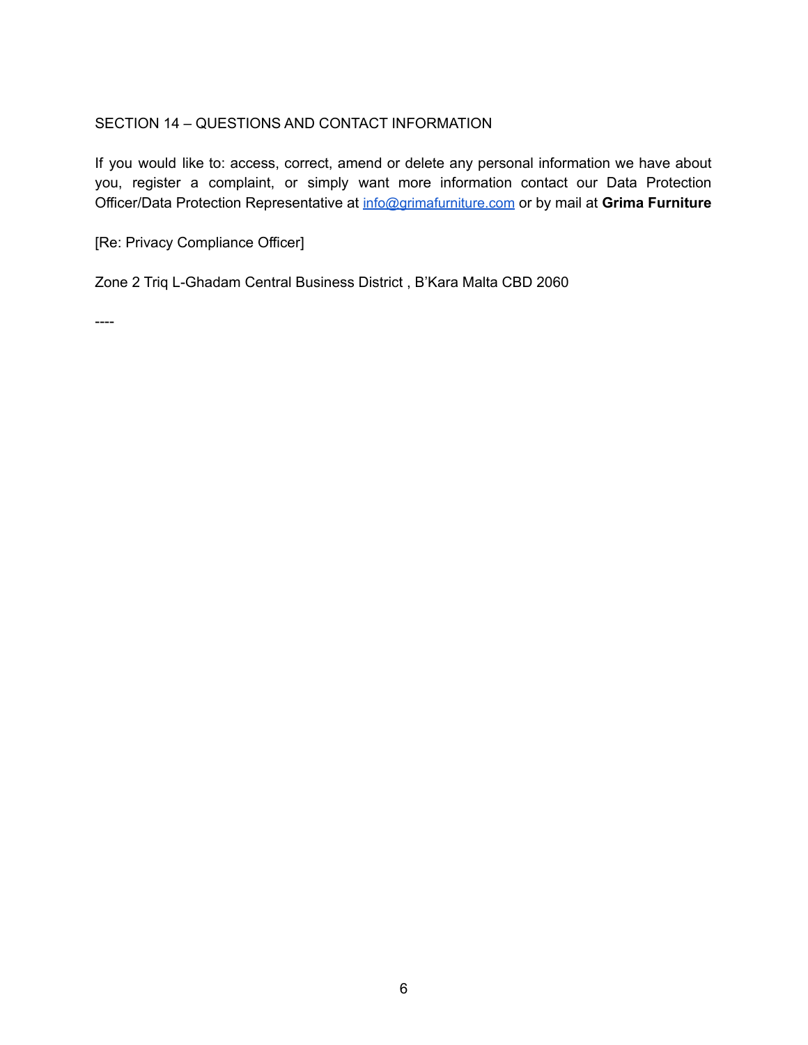SECTION 14 – QUESTIONS AND CONTACT INFORMATION

If you would like to: access, correct, amend or delete any personal information we have about you, register a complaint, or simply want more information contact our Data Protection Officer/Data Protection Representative at info@grimafurniture.com or by mail at **Grima Furniture**

[Re: Privacy Compliance Officer]

Zone 2 Triq L-Ghadam Central Business District , B'Kara Malta CBD 2060

----